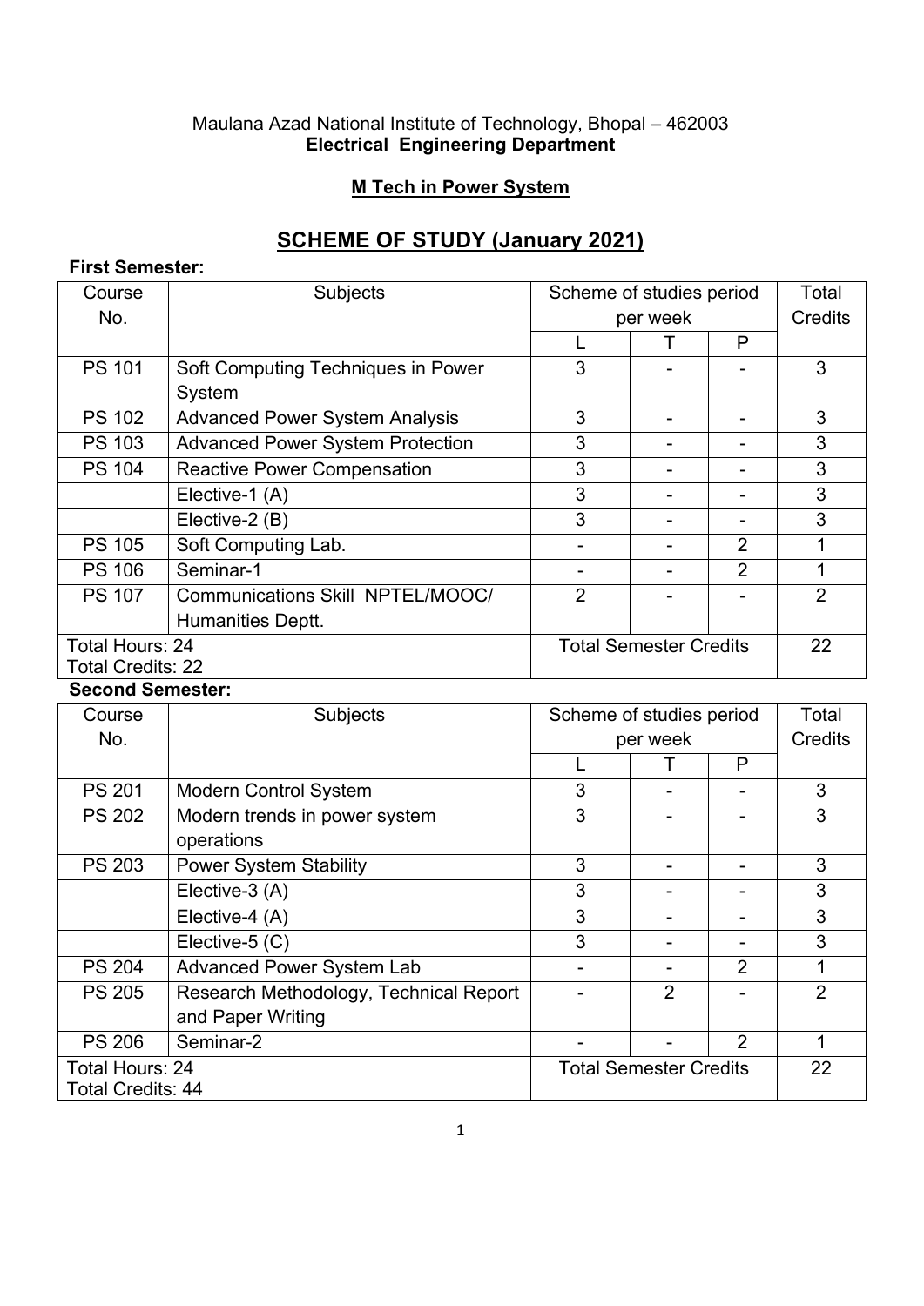Maulana Azad National Institute of Technology, Bhopal – 462003
**Electrical Engineering Department**

**M Tech in Power System**

# SCHEME OF STUDY (January 2021)

**First Semester:**

| Course No. | Subjects | Scheme of studies period per week | | | Total Credits |
|---|---|---|---|---|---|
| | | L | T | P | |
| PS 101 | Soft Computing Techniques in Power System | 3 | - | - | 3 |
| PS 102 | Advanced Power System Analysis | 3 | - | - | 3 |
| PS 103 | Advanced Power System Protection | 3 | - | - | 3 |
| PS 104 | Reactive Power Compensation | 3 | - | - | 3 |
| | Elective-1 (A) | 3 | - | - | 3 |
| | Elective-2 (B) | 3 | - | - | 3 |
| PS 105 | Soft Computing Lab. | - | - | 2 | 1 |
| PS 106 | Seminar-1 | - | - | 2 | 1 |
| PS 107 | Communications Skill NPTEL/MOOC/ Humanities Deptt. | 2 | - | - | 2 |
| Total Hours: 24<br>Total Credits: 22 | | Total Semester Credits | | | 22 |

**Second Semester:**

| Course No. | Subjects | Scheme of studies period per week | | | Total Credits |
|---|---|---|---|---|---|
| | | L | T | P | |
| PS 201 | Modern Control System | 3 | - | - | 3 |
| PS 202 | Modern trends in power system operations | 3 | - | - | 3 |
| PS 203 | Power System Stability | 3 | - | - | 3 |
| | Elective-3 (A) | 3 | - | - | 3 |
| | Elective-4 (A) | 3 | - | - | 3 |
| | Elective-5 (C) | 3 | - | - | 3 |
| PS 204 | Advanced Power System Lab | - | - | 2 | 1 |
| PS 205 | Research Methodology, Technical Report and Paper Writing | - | 2 | - | 2 |
| PS 206 | Seminar-2 | - | - | 2 | 1 |
| Total Hours: 24<br>Total Credits: 44 | | Total Semester Credits | | | 22 |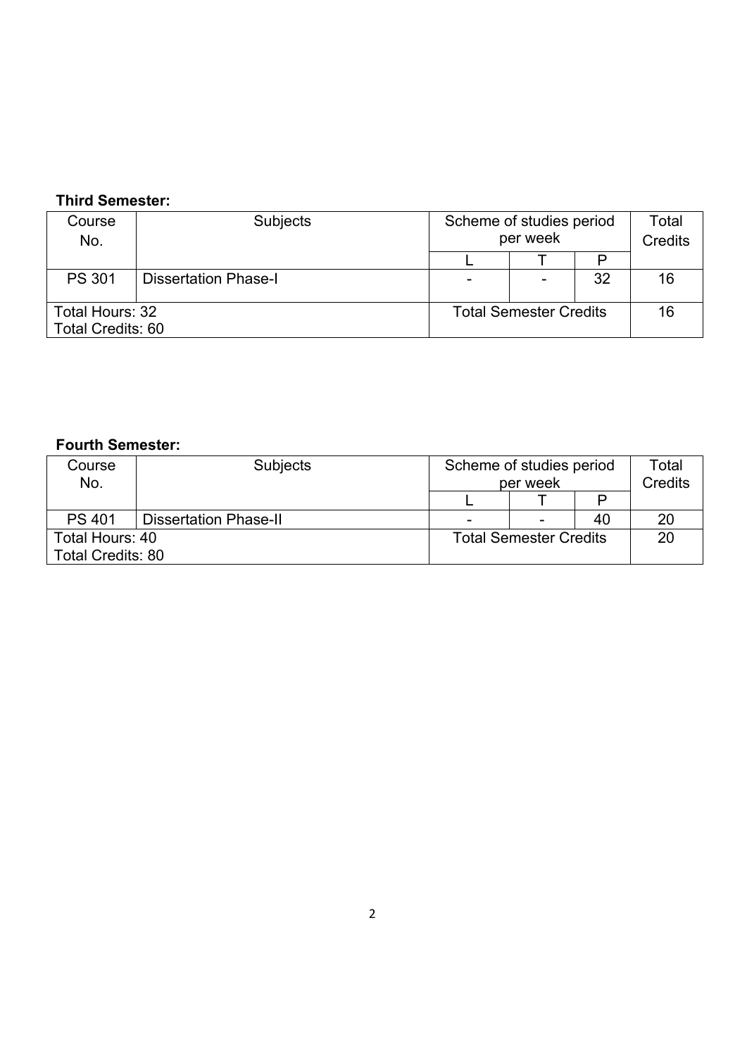**Third Semester:**

| Course No. | Subjects | Scheme of studies period per week | | | Total Credits |
|---|---|---|---|---|---|
| | | L | T | P | |
| PS 301 | Dissertation Phase-I | - | - | 32 | 16 |
| Total Hours: 32<br>Total Credits: 60 | | Total Semester Credits | | | 16 |

**Fourth Semester:**

| Course No. | Subjects | Scheme of studies period per week | | | Total Credits |
|---|---|---|---|---|---|
| | | L | T | P | |
| PS 401 | Dissertation Phase-II | - | - | 40 | 20 |
| Total Hours: 40<br>Total Credits: 80 | | Total Semester Credits | | | 20 |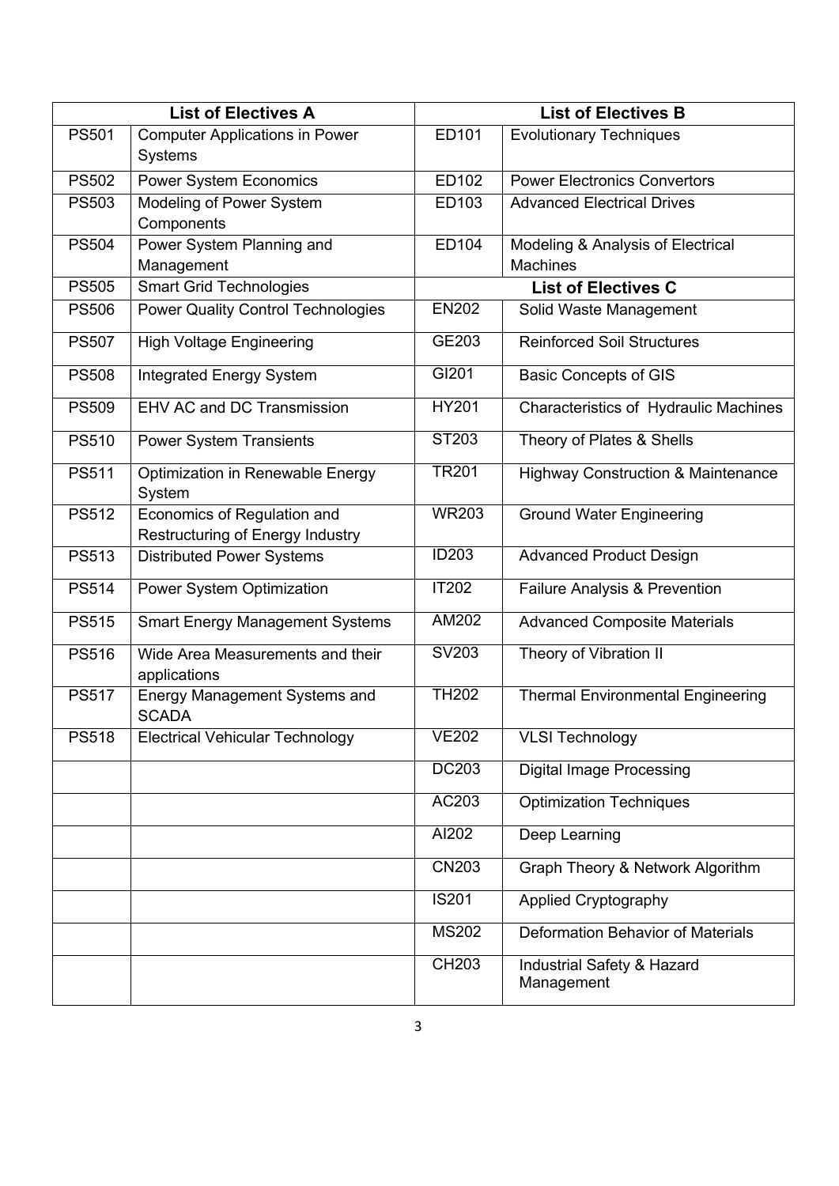| List of Electives A | | List of Electives B | |
|---|---|---|---|
| PS501 | Computer Applications in Power Systems | ED101 | Evolutionary Techniques |
| PS502 | Power System Economics | ED102 | Power Electronics Convertors |
| PS503 | Modeling of Power System Components | ED103 | Advanced Electrical Drives |
| PS504 | Power System Planning and Management | ED104 | Modeling & Analysis of Electrical Machines |
| PS505 | Smart Grid Technologies | **List of Electives C** | |
| PS506 | Power Quality Control Technologies | EN202 | Solid Waste Management |
| PS507 | High Voltage Engineering | GE203 | Reinforced Soil Structures |
| PS508 | Integrated Energy System | GI201 | Basic Concepts of GIS |
| PS509 | EHV AC and DC Transmission | HY201 | Characteristics of Hydraulic Machines |
| PS510 | Power System Transients | ST203 | Theory of Plates & Shells |
| PS511 | Optimization in Renewable Energy System | TR201 | Highway Construction & Maintenance |
| PS512 | Economics of Regulation and Restructuring of Energy Industry | WR203 | Ground Water Engineering |
| PS513 | Distributed Power Systems | ID203 | Advanced Product Design |
| PS514 | Power System Optimization | IT202 | Failure Analysis & Prevention |
| PS515 | Smart Energy Management Systems | AM202 | Advanced Composite Materials |
| PS516 | Wide Area Measurements and their applications | SV203 | Theory of Vibration II |
| PS517 | Energy Management Systems and SCADA | TH202 | Thermal Environmental Engineering |
| PS518 | Electrical Vehicular Technology | VE202 | VLSI Technology |
| | | DC203 | Digital Image Processing |
| | | AC203 | Optimization Techniques |
| | | AI202 | Deep Learning |
| | | CN203 | Graph Theory & Network Algorithm |
| | | IS201 | Applied Cryptography |
| | | MS202 | Deformation Behavior of Materials |
| | | CH203 | Industrial Safety & Hazard Management |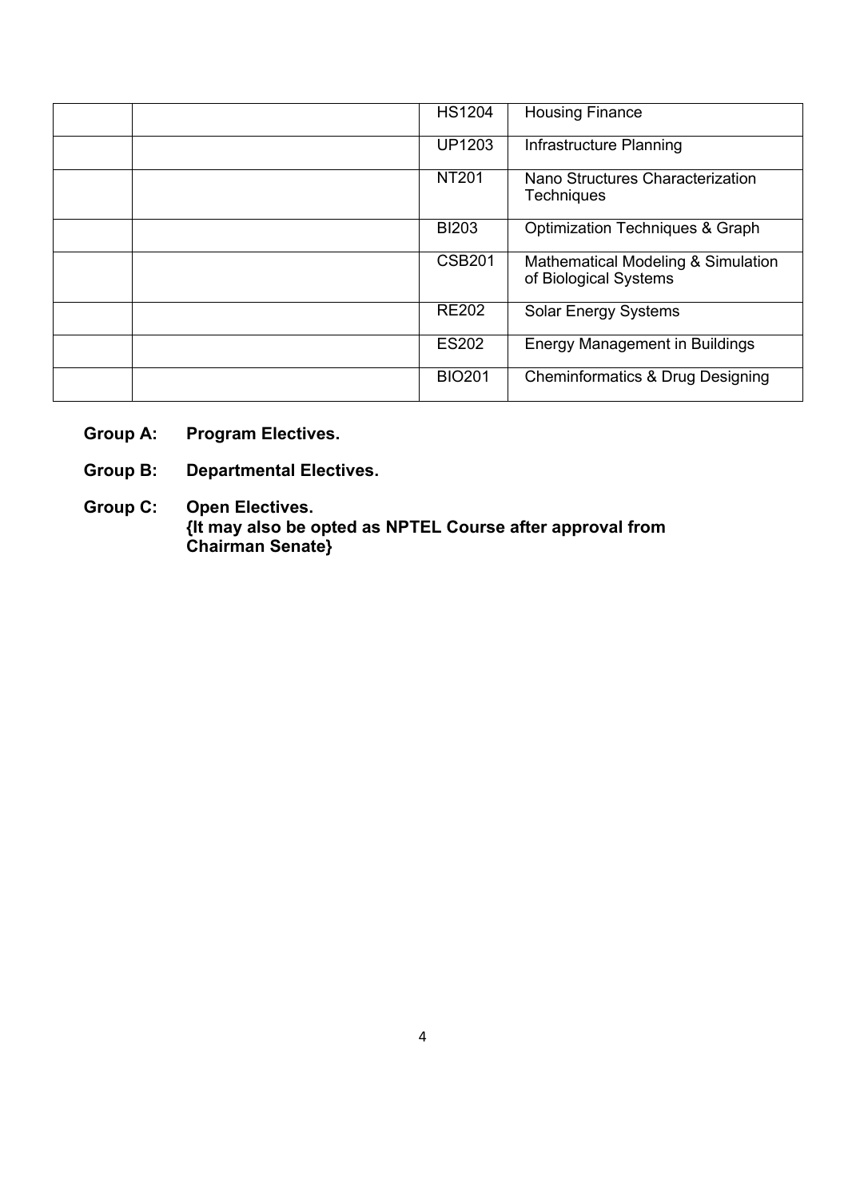| | | | |
|---|---|---|---|
| | | HS1204 | Housing Finance |
| | | UP1203 | Infrastructure Planning |
| | | NT201 | Nano Structures Characterization Techniques |
| | | BI203 | Optimization Techniques & Graph |
| | | CSB201 | Mathematical Modeling & Simulation of Biological Systems |
| | | RE202 | Solar Energy Systems |
| | | ES202 | Energy Management in Buildings |
| | | BIO201 | Cheminformatics & Drug Designing |

**Group A: Program Electives.**

**Group B: Departmental Electives.**

**Group C: Open Electives.**
**{It may also be opted as NPTEL Course after approval from Chairman Senate}**